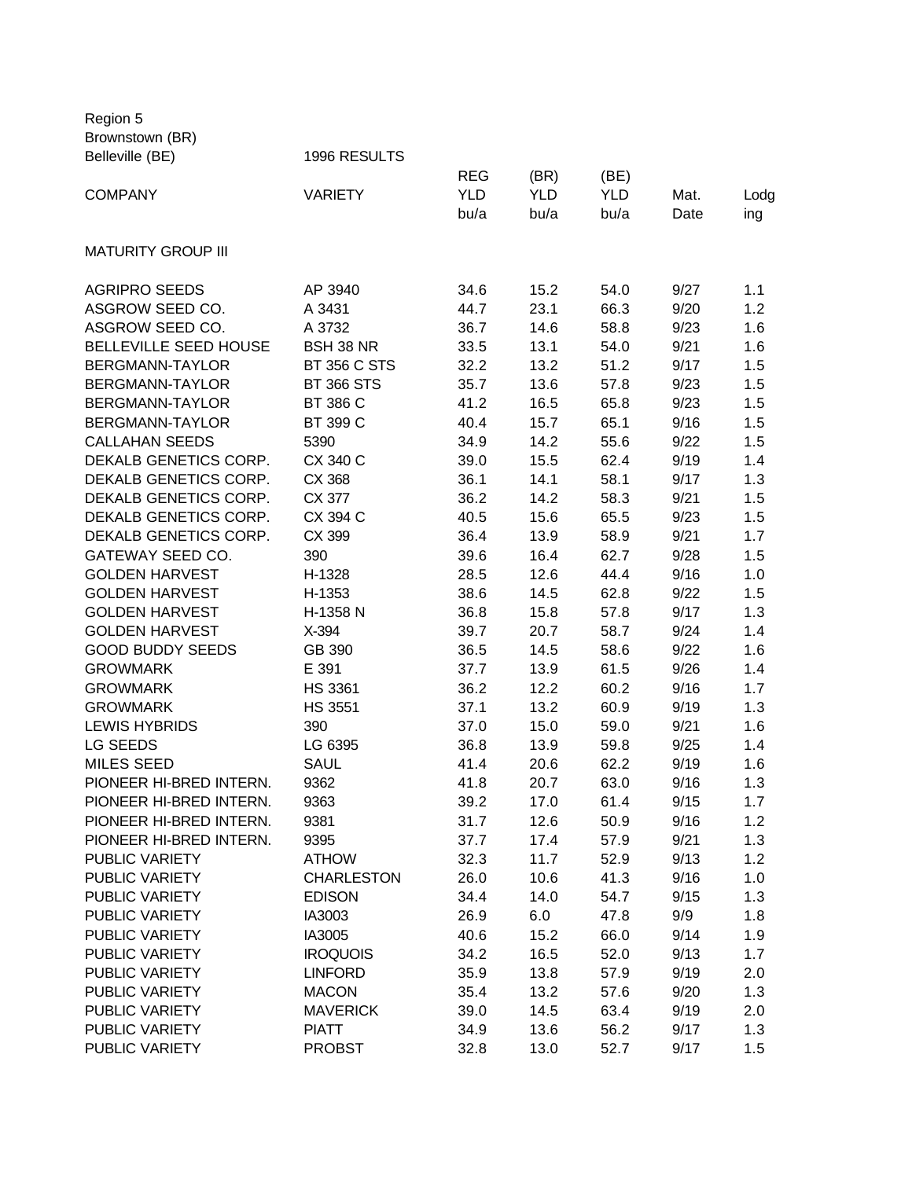Region 5
Brownstown (BR)
Belleville (BE)

1996 RESULTS

| COMPANY | VARIETY | REG YLD bu/a | (BR) YLD bu/a | (BE) YLD bu/a | Mat. Date | Lodging |
|---|---|---|---|---|---|---|
| MATURITY GROUP III | | | | | | |
| AGRIPRO SEEDS | AP 3940 | 34.6 | 15.2 | 54.0 | 9/27 | 1.1 |
| ASGROW SEED CO. | A 3431 | 44.7 | 23.1 | 66.3 | 9/20 | 1.2 |
| ASGROW SEED CO. | A 3732 | 36.7 | 14.6 | 58.8 | 9/23 | 1.6 |
| BELLEVILLE SEED HOUSE | BSH 38 NR | 33.5 | 13.1 | 54.0 | 9/21 | 1.6 |
| BERGMANN-TAYLOR | BT 356 C STS | 32.2 | 13.2 | 51.2 | 9/17 | 1.5 |
| BERGMANN-TAYLOR | BT 366 STS | 35.7 | 13.6 | 57.8 | 9/23 | 1.5 |
| BERGMANN-TAYLOR | BT 386 C | 41.2 | 16.5 | 65.8 | 9/23 | 1.5 |
| BERGMANN-TAYLOR | BT 399 C | 40.4 | 15.7 | 65.1 | 9/16 | 1.5 |
| CALLAHAN SEEDS | 5390 | 34.9 | 14.2 | 55.6 | 9/22 | 1.5 |
| DEKALB GENETICS CORP. | CX 340 C | 39.0 | 15.5 | 62.4 | 9/19 | 1.4 |
| DEKALB GENETICS CORP. | CX 368 | 36.1 | 14.1 | 58.1 | 9/17 | 1.3 |
| DEKALB GENETICS CORP. | CX 377 | 36.2 | 14.2 | 58.3 | 9/21 | 1.5 |
| DEKALB GENETICS CORP. | CX 394 C | 40.5 | 15.6 | 65.5 | 9/23 | 1.5 |
| DEKALB GENETICS CORP. | CX 399 | 36.4 | 13.9 | 58.9 | 9/21 | 1.7 |
| GATEWAY SEED CO. | 390 | 39.6 | 16.4 | 62.7 | 9/28 | 1.5 |
| GOLDEN HARVEST | H-1328 | 28.5 | 12.6 | 44.4 | 9/16 | 1.0 |
| GOLDEN HARVEST | H-1353 | 38.6 | 14.5 | 62.8 | 9/22 | 1.5 |
| GOLDEN HARVEST | H-1358 N | 36.8 | 15.8 | 57.8 | 9/17 | 1.3 |
| GOLDEN HARVEST | X-394 | 39.7 | 20.7 | 58.7 | 9/24 | 1.4 |
| GOOD BUDDY SEEDS | GB 390 | 36.5 | 14.5 | 58.6 | 9/22 | 1.6 |
| GROWMARK | E 391 | 37.7 | 13.9 | 61.5 | 9/26 | 1.4 |
| GROWMARK | HS 3361 | 36.2 | 12.2 | 60.2 | 9/16 | 1.7 |
| GROWMARK | HS 3551 | 37.1 | 13.2 | 60.9 | 9/19 | 1.3 |
| LEWIS HYBRIDS | 390 | 37.0 | 15.0 | 59.0 | 9/21 | 1.6 |
| LG SEEDS | LG 6395 | 36.8 | 13.9 | 59.8 | 9/25 | 1.4 |
| MILES SEED | SAUL | 41.4 | 20.6 | 62.2 | 9/19 | 1.6 |
| PIONEER HI-BRED INTERN. | 9362 | 41.8 | 20.7 | 63.0 | 9/16 | 1.3 |
| PIONEER HI-BRED INTERN. | 9363 | 39.2 | 17.0 | 61.4 | 9/15 | 1.7 |
| PIONEER HI-BRED INTERN. | 9381 | 31.7 | 12.6 | 50.9 | 9/16 | 1.2 |
| PIONEER HI-BRED INTERN. | 9395 | 37.7 | 17.4 | 57.9 | 9/21 | 1.3 |
| PUBLIC VARIETY | ATHOW | 32.3 | 11.7 | 52.9 | 9/13 | 1.2 |
| PUBLIC VARIETY | CHARLESTON | 26.0 | 10.6 | 41.3 | 9/16 | 1.0 |
| PUBLIC VARIETY | EDISON | 34.4 | 14.0 | 54.7 | 9/15 | 1.3 |
| PUBLIC VARIETY | IA3003 | 26.9 | 6.0 | 47.8 | 9/9 | 1.8 |
| PUBLIC VARIETY | IA3005 | 40.6 | 15.2 | 66.0 | 9/14 | 1.9 |
| PUBLIC VARIETY | IROQUOIS | 34.2 | 16.5 | 52.0 | 9/13 | 1.7 |
| PUBLIC VARIETY | LINFORD | 35.9 | 13.8 | 57.9 | 9/19 | 2.0 |
| PUBLIC VARIETY | MACON | 35.4 | 13.2 | 57.6 | 9/20 | 1.3 |
| PUBLIC VARIETY | MAVERICK | 39.0 | 14.5 | 63.4 | 9/19 | 2.0 |
| PUBLIC VARIETY | PIATT | 34.9 | 13.6 | 56.2 | 9/17 | 1.3 |
| PUBLIC VARIETY | PROBST | 32.8 | 13.0 | 52.7 | 9/17 | 1.5 |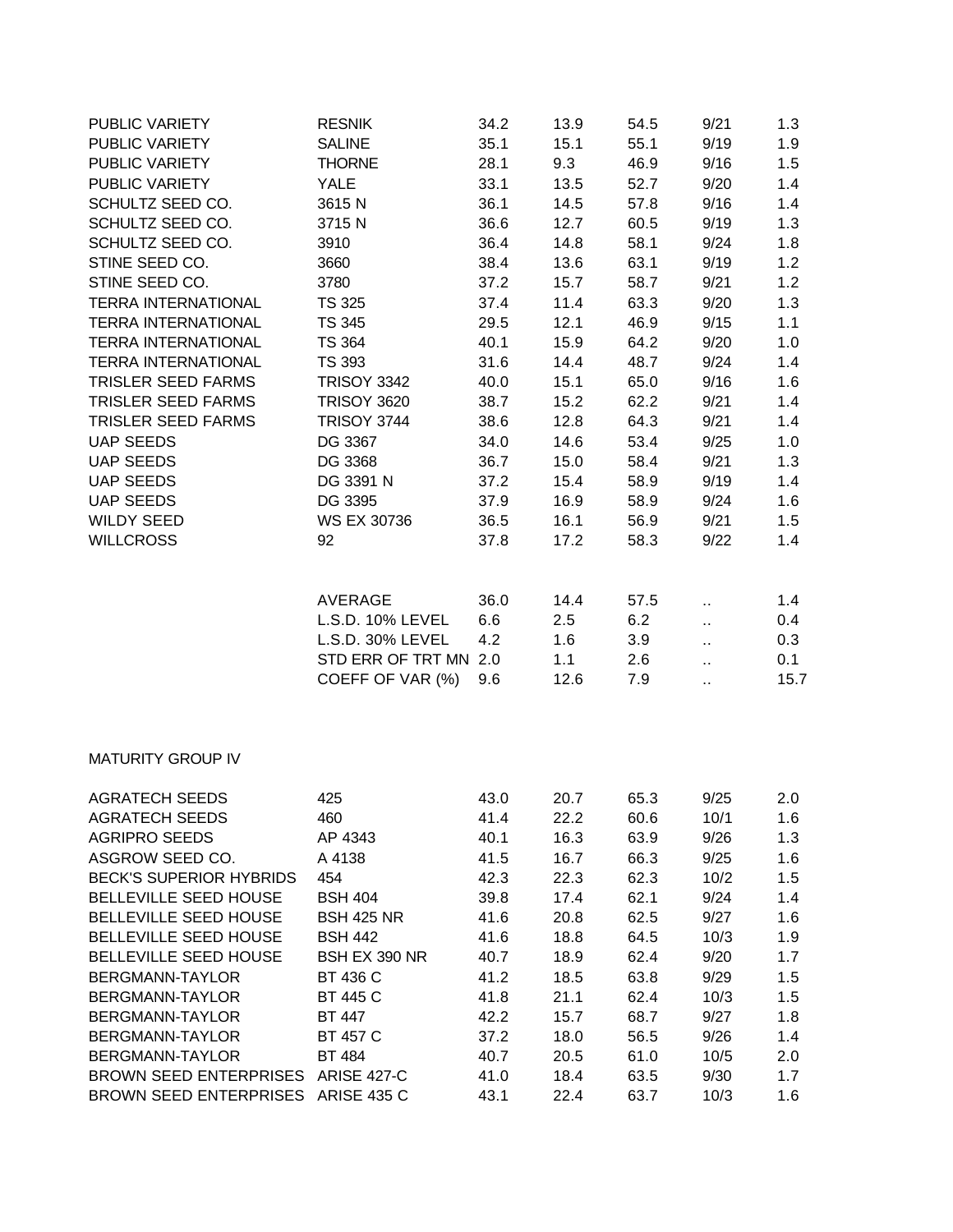| | | | | | | |
|---|---|---|---|---|---|---|
| PUBLIC VARIETY | RESNIK | 34.2 | 13.9 | 54.5 | 9/21 | 1.3 |
| PUBLIC VARIETY | SALINE | 35.1 | 15.1 | 55.1 | 9/19 | 1.9 |
| PUBLIC VARIETY | THORNE | 28.1 | 9.3 | 46.9 | 9/16 | 1.5 |
| PUBLIC VARIETY | YALE | 33.1 | 13.5 | 52.7 | 9/20 | 1.4 |
| SCHULTZ SEED CO. | 3615 N | 36.1 | 14.5 | 57.8 | 9/16 | 1.4 |
| SCHULTZ SEED CO. | 3715 N | 36.6 | 12.7 | 60.5 | 9/19 | 1.3 |
| SCHULTZ SEED CO. | 3910 | 36.4 | 14.8 | 58.1 | 9/24 | 1.8 |
| STINE SEED CO. | 3660 | 38.4 | 13.6 | 63.1 | 9/19 | 1.2 |
| STINE SEED CO. | 3780 | 37.2 | 15.7 | 58.7 | 9/21 | 1.2 |
| TERRA INTERNATIONAL | TS 325 | 37.4 | 11.4 | 63.3 | 9/20 | 1.3 |
| TERRA INTERNATIONAL | TS 345 | 29.5 | 12.1 | 46.9 | 9/15 | 1.1 |
| TERRA INTERNATIONAL | TS 364 | 40.1 | 15.9 | 64.2 | 9/20 | 1.0 |
| TERRA INTERNATIONAL | TS 393 | 31.6 | 14.4 | 48.7 | 9/24 | 1.4 |
| TRISLER SEED FARMS | TRISOY 3342 | 40.0 | 15.1 | 65.0 | 9/16 | 1.6 |
| TRISLER SEED FARMS | TRISOY 3620 | 38.7 | 15.2 | 62.2 | 9/21 | 1.4 |
| TRISLER SEED FARMS | TRISOY 3744 | 38.6 | 12.8 | 64.3 | 9/21 | 1.4 |
| UAP SEEDS | DG 3367 | 34.0 | 14.6 | 53.4 | 9/25 | 1.0 |
| UAP SEEDS | DG 3368 | 36.7 | 15.0 | 58.4 | 9/21 | 1.3 |
| UAP SEEDS | DG 3391 N | 37.2 | 15.4 | 58.9 | 9/19 | 1.4 |
| UAP SEEDS | DG 3395 | 37.9 | 16.9 | 58.9 | 9/24 | 1.6 |
| WILDY SEED | WS EX 30736 | 36.5 | 16.1 | 56.9 | 9/21 | 1.5 |
| WILLCROSS | 92 | 37.8 | 17.2 | 58.3 | 9/22 | 1.4 |
| | | | | | | |
| | AVERAGE | 36.0 | 14.4 | 57.5 | .. | 1.4 |
| | L.S.D. 10% LEVEL | 6.6 | 2.5 | 6.2 | .. | 0.4 |
| | L.S.D. 30% LEVEL | 4.2 | 1.6 | 3.9 | .. | 0.3 |
| | STD ERR OF TRT MN | 2.0 | 1.1 | 2.6 | .. | 0.1 |
| | COEFF OF VAR (%) | 9.6 | 12.6 | 7.9 | .. | 15.7 |

MATURITY GROUP IV

| | | | | | | |
|---|---|---|---|---|---|---|
| AGRATECH SEEDS | 425 | 43.0 | 20.7 | 65.3 | 9/25 | 2.0 |
| AGRATECH SEEDS | 460 | 41.4 | 22.2 | 60.6 | 10/1 | 1.6 |
| AGRIPRO SEEDS | AP 4343 | 40.1 | 16.3 | 63.9 | 9/26 | 1.3 |
| ASGROW SEED CO. | A 4138 | 41.5 | 16.7 | 66.3 | 9/25 | 1.6 |
| BECK'S SUPERIOR HYBRIDS | 454 | 42.3 | 22.3 | 62.3 | 10/2 | 1.5 |
| BELLEVILLE SEED HOUSE | BSH 404 | 39.8 | 17.4 | 62.1 | 9/24 | 1.4 |
| BELLEVILLE SEED HOUSE | BSH 425 NR | 41.6 | 20.8 | 62.5 | 9/27 | 1.6 |
| BELLEVILLE SEED HOUSE | BSH 442 | 41.6 | 18.8 | 64.5 | 10/3 | 1.9 |
| BELLEVILLE SEED HOUSE | BSH EX 390 NR | 40.7 | 18.9 | 62.4 | 9/20 | 1.7 |
| BERGMANN-TAYLOR | BT 436 C | 41.2 | 18.5 | 63.8 | 9/29 | 1.5 |
| BERGMANN-TAYLOR | BT 445 C | 41.8 | 21.1 | 62.4 | 10/3 | 1.5 |
| BERGMANN-TAYLOR | BT 447 | 42.2 | 15.7 | 68.7 | 9/27 | 1.8 |
| BERGMANN-TAYLOR | BT 457 C | 37.2 | 18.0 | 56.5 | 9/26 | 1.4 |
| BERGMANN-TAYLOR | BT 484 | 40.7 | 20.5 | 61.0 | 10/5 | 2.0 |
| BROWN SEED ENTERPRISES | ARISE 427-C | 41.0 | 18.4 | 63.5 | 9/30 | 1.7 |
| BROWN SEED ENTERPRISES | ARISE 435 C | 43.1 | 22.4 | 63.7 | 10/3 | 1.6 |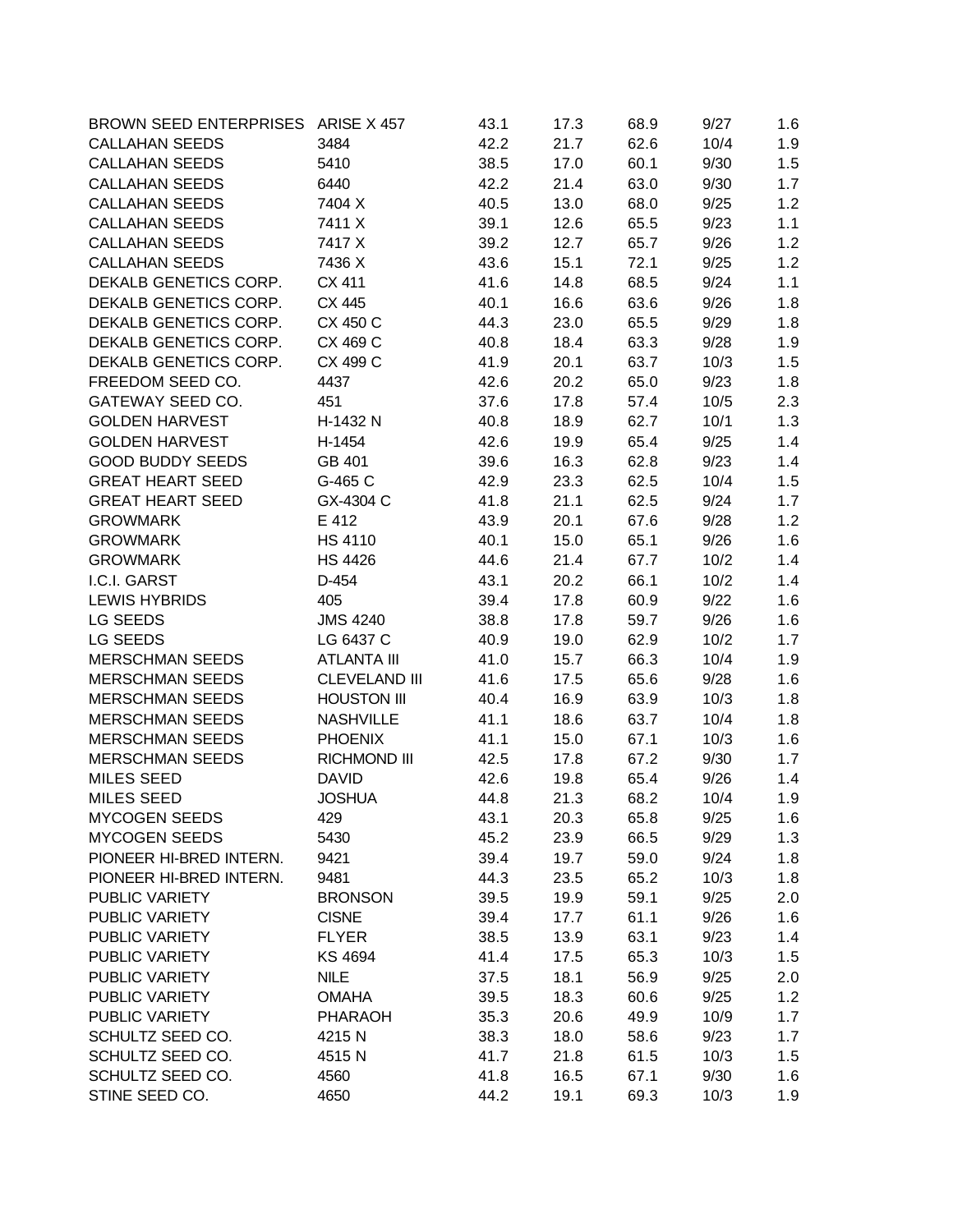| | | | | | | |
|---|---|---|---|---|---|---|
| BROWN SEED ENTERPRISES | ARISE X 457 | 43.1 | 17.3 | 68.9 | 9/27 | 1.6 |
| CALLAHAN SEEDS | 3484 | 42.2 | 21.7 | 62.6 | 10/4 | 1.9 |
| CALLAHAN SEEDS | 5410 | 38.5 | 17.0 | 60.1 | 9/30 | 1.5 |
| CALLAHAN SEEDS | 6440 | 42.2 | 21.4 | 63.0 | 9/30 | 1.7 |
| CALLAHAN SEEDS | 7404 X | 40.5 | 13.0 | 68.0 | 9/25 | 1.2 |
| CALLAHAN SEEDS | 7411 X | 39.1 | 12.6 | 65.5 | 9/23 | 1.1 |
| CALLAHAN SEEDS | 7417 X | 39.2 | 12.7 | 65.7 | 9/26 | 1.2 |
| CALLAHAN SEEDS | 7436 X | 43.6 | 15.1 | 72.1 | 9/25 | 1.2 |
| DEKALB GENETICS CORP. | CX 411 | 41.6 | 14.8 | 68.5 | 9/24 | 1.1 |
| DEKALB GENETICS CORP. | CX 445 | 40.1 | 16.6 | 63.6 | 9/26 | 1.8 |
| DEKALB GENETICS CORP. | CX 450 C | 44.3 | 23.0 | 65.5 | 9/29 | 1.8 |
| DEKALB GENETICS CORP. | CX 469 C | 40.8 | 18.4 | 63.3 | 9/28 | 1.9 |
| DEKALB GENETICS CORP. | CX 499 C | 41.9 | 20.1 | 63.7 | 10/3 | 1.5 |
| FREEDOM SEED CO. | 4437 | 42.6 | 20.2 | 65.0 | 9/23 | 1.8 |
| GATEWAY SEED CO. | 451 | 37.6 | 17.8 | 57.4 | 10/5 | 2.3 |
| GOLDEN HARVEST | H-1432 N | 40.8 | 18.9 | 62.7 | 10/1 | 1.3 |
| GOLDEN HARVEST | H-1454 | 42.6 | 19.9 | 65.4 | 9/25 | 1.4 |
| GOOD BUDDY SEEDS | GB 401 | 39.6 | 16.3 | 62.8 | 9/23 | 1.4 |
| GREAT HEART SEED | G-465 C | 42.9 | 23.3 | 62.5 | 10/4 | 1.5 |
| GREAT HEART SEED | GX-4304 C | 41.8 | 21.1 | 62.5 | 9/24 | 1.7 |
| GROWMARK | E 412 | 43.9 | 20.1 | 67.6 | 9/28 | 1.2 |
| GROWMARK | HS 4110 | 40.1 | 15.0 | 65.1 | 9/26 | 1.6 |
| GROWMARK | HS 4426 | 44.6 | 21.4 | 67.7 | 10/2 | 1.4 |
| I.C.I. GARST | D-454 | 43.1 | 20.2 | 66.1 | 10/2 | 1.4 |
| LEWIS HYBRIDS | 405 | 39.4 | 17.8 | 60.9 | 9/22 | 1.6 |
| LG SEEDS | JMS 4240 | 38.8 | 17.8 | 59.7 | 9/26 | 1.6 |
| LG SEEDS | LG 6437 C | 40.9 | 19.0 | 62.9 | 10/2 | 1.7 |
| MERSCHMAN SEEDS | ATLANTA III | 41.0 | 15.7 | 66.3 | 10/4 | 1.9 |
| MERSCHMAN SEEDS | CLEVELAND III | 41.6 | 17.5 | 65.6 | 9/28 | 1.6 |
| MERSCHMAN SEEDS | HOUSTON III | 40.4 | 16.9 | 63.9 | 10/3 | 1.8 |
| MERSCHMAN SEEDS | NASHVILLE | 41.1 | 18.6 | 63.7 | 10/4 | 1.8 |
| MERSCHMAN SEEDS | PHOENIX | 41.1 | 15.0 | 67.1 | 10/3 | 1.6 |
| MERSCHMAN SEEDS | RICHMOND III | 42.5 | 17.8 | 67.2 | 9/30 | 1.7 |
| MILES SEED | DAVID | 42.6 | 19.8 | 65.4 | 9/26 | 1.4 |
| MILES SEED | JOSHUA | 44.8 | 21.3 | 68.2 | 10/4 | 1.9 |
| MYCOGEN SEEDS | 429 | 43.1 | 20.3 | 65.8 | 9/25 | 1.6 |
| MYCOGEN SEEDS | 5430 | 45.2 | 23.9 | 66.5 | 9/29 | 1.3 |
| PIONEER HI-BRED INTERN. | 9421 | 39.4 | 19.7 | 59.0 | 9/24 | 1.8 |
| PIONEER HI-BRED INTERN. | 9481 | 44.3 | 23.5 | 65.2 | 10/3 | 1.8 |
| PUBLIC VARIETY | BRONSON | 39.5 | 19.9 | 59.1 | 9/25 | 2.0 |
| PUBLIC VARIETY | CISNE | 39.4 | 17.7 | 61.1 | 9/26 | 1.6 |
| PUBLIC VARIETY | FLYER | 38.5 | 13.9 | 63.1 | 9/23 | 1.4 |
| PUBLIC VARIETY | KS 4694 | 41.4 | 17.5 | 65.3 | 10/3 | 1.5 |
| PUBLIC VARIETY | NILE | 37.5 | 18.1 | 56.9 | 9/25 | 2.0 |
| PUBLIC VARIETY | OMAHA | 39.5 | 18.3 | 60.6 | 9/25 | 1.2 |
| PUBLIC VARIETY | PHARAOH | 35.3 | 20.6 | 49.9 | 10/9 | 1.7 |
| SCHULTZ SEED CO. | 4215 N | 38.3 | 18.0 | 58.6 | 9/23 | 1.7 |
| SCHULTZ SEED CO. | 4515 N | 41.7 | 21.8 | 61.5 | 10/3 | 1.5 |
| SCHULTZ SEED CO. | 4560 | 41.8 | 16.5 | 67.1 | 9/30 | 1.6 |
| STINE SEED CO. | 4650 | 44.2 | 19.1 | 69.3 | 10/3 | 1.9 |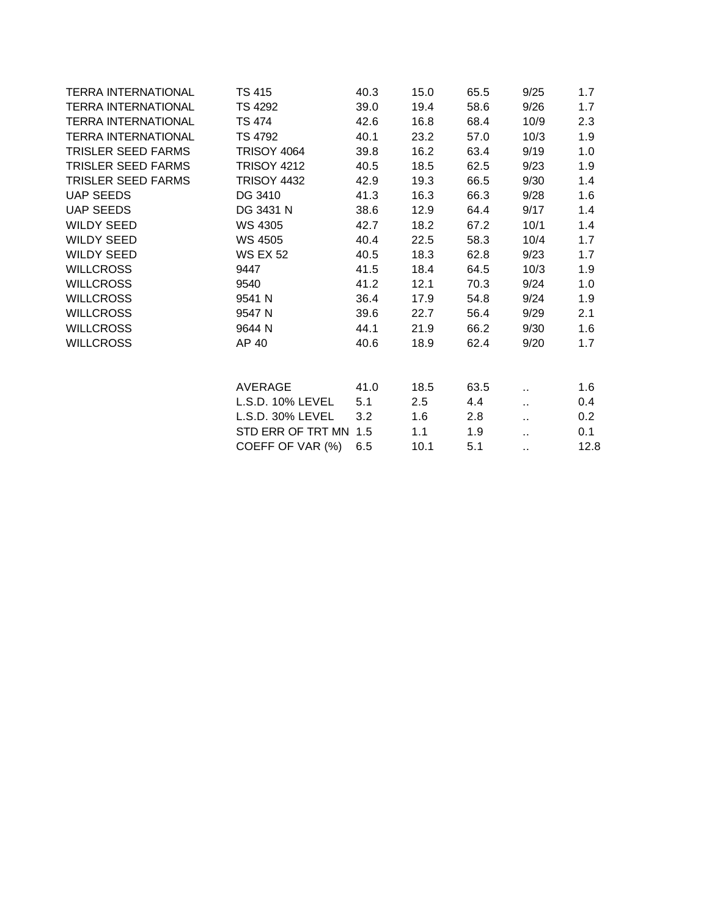| | | | | | | |
|---|---|---|---|---|---|---|
| TERRA INTERNATIONAL | TS 415 | 40.3 | 15.0 | 65.5 | 9/25 | 1.7 |
| TERRA INTERNATIONAL | TS 4292 | 39.0 | 19.4 | 58.6 | 9/26 | 1.7 |
| TERRA INTERNATIONAL | TS 474 | 42.6 | 16.8 | 68.4 | 10/9 | 2.3 |
| TERRA INTERNATIONAL | TS 4792 | 40.1 | 23.2 | 57.0 | 10/3 | 1.9 |
| TRISLER SEED FARMS | TRISOY 4064 | 39.8 | 16.2 | 63.4 | 9/19 | 1.0 |
| TRISLER SEED FARMS | TRISOY 4212 | 40.5 | 18.5 | 62.5 | 9/23 | 1.9 |
| TRISLER SEED FARMS | TRISOY 4432 | 42.9 | 19.3 | 66.5 | 9/30 | 1.4 |
| UAP SEEDS | DG 3410 | 41.3 | 16.3 | 66.3 | 9/28 | 1.6 |
| UAP SEEDS | DG 3431 N | 38.6 | 12.9 | 64.4 | 9/17 | 1.4 |
| WILDY SEED | WS 4305 | 42.7 | 18.2 | 67.2 | 10/1 | 1.4 |
| WILDY SEED | WS 4505 | 40.4 | 22.5 | 58.3 | 10/4 | 1.7 |
| WILDY SEED | WS EX 52 | 40.5 | 18.3 | 62.8 | 9/23 | 1.7 |
| WILLCROSS | 9447 | 41.5 | 18.4 | 64.5 | 10/3 | 1.9 |
| WILLCROSS | 9540 | 41.2 | 12.1 | 70.3 | 9/24 | 1.0 |
| WILLCROSS | 9541 N | 36.4 | 17.9 | 54.8 | 9/24 | 1.9 |
| WILLCROSS | 9547 N | 39.6 | 22.7 | 56.4 | 9/29 | 2.1 |
| WILLCROSS | 9644 N | 44.1 | 21.9 | 66.2 | 9/30 | 1.6 |
| WILLCROSS | AP 40 | 40.6 | 18.9 | 62.4 | 9/20 | 1.7 |
| | | | | | | |
| | AVERAGE | 41.0 | 18.5 | 63.5 | .. | 1.6 |
| | L.S.D. 10% LEVEL | 5.1 | 2.5 | 4.4 | .. | 0.4 |
| | L.S.D. 30% LEVEL | 3.2 | 1.6 | 2.8 | .. | 0.2 |
| | STD ERR OF TRT MN | 1.5 | 1.1 | 1.9 | .. | 0.1 |
| | COEFF OF VAR (%) | 6.5 | 10.1 | 5.1 | .. | 12.8 |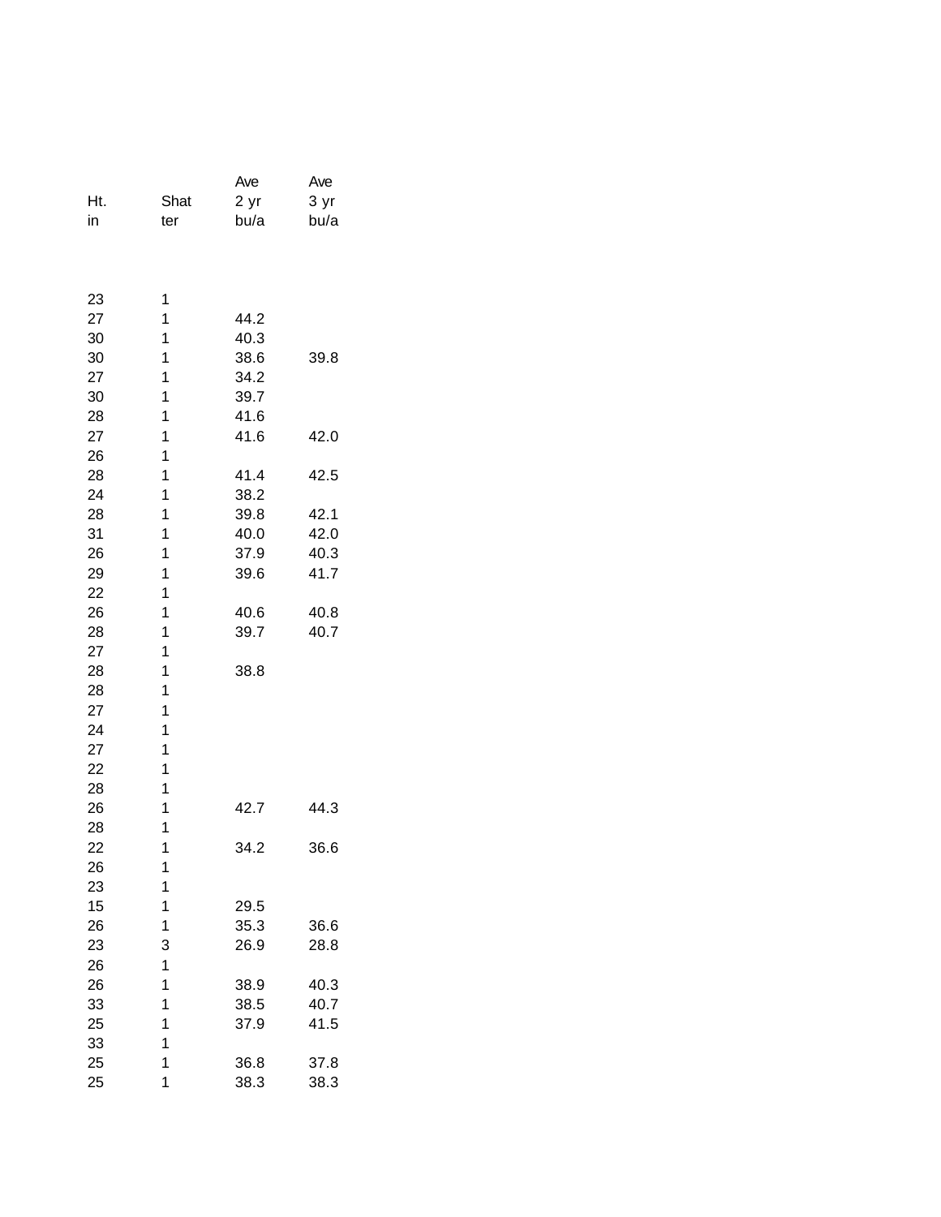| Ht. in | Shatter | Ave 2 yr bu/a | Ave 3 yr bu/a |
|---|---|---|---|
| 23 | 1 | | |
| 27 | 1 | 44.2 | |
| 30 | 1 | 40.3 | |
| 30 | 1 | 38.6 | 39.8 |
| 27 | 1 | 34.2 | |
| 30 | 1 | 39.7 | |
| 28 | 1 | 41.6 | |
| 27 | 1 | 41.6 | 42.0 |
| 26 | 1 | | |
| 28 | 1 | 41.4 | 42.5 |
| 24 | 1 | 38.2 | |
| 28 | 1 | 39.8 | 42.1 |
| 31 | 1 | 40.0 | 42.0 |
| 26 | 1 | 37.9 | 40.3 |
| 29 | 1 | 39.6 | 41.7 |
| 22 | 1 | | |
| 26 | 1 | 40.6 | 40.8 |
| 28 | 1 | 39.7 | 40.7 |
| 27 | 1 | | |
| 28 | 1 | 38.8 | |
| 28 | 1 | | |
| 27 | 1 | | |
| 24 | 1 | | |
| 27 | 1 | | |
| 22 | 1 | | |
| 28 | 1 | | |
| 26 | 1 | 42.7 | 44.3 |
| 28 | 1 | | |
| 22 | 1 | 34.2 | 36.6 |
| 26 | 1 | | |
| 23 | 1 | | |
| 15 | 1 | 29.5 | |
| 26 | 1 | 35.3 | 36.6 |
| 23 | 3 | 26.9 | 28.8 |
| 26 | 1 | | |
| 26 | 1 | 38.9 | 40.3 |
| 33 | 1 | 38.5 | 40.7 |
| 25 | 1 | 37.9 | 41.5 |
| 33 | 1 | | |
| 25 | 1 | 36.8 | 37.8 |
| 25 | 1 | 38.3 | 38.3 |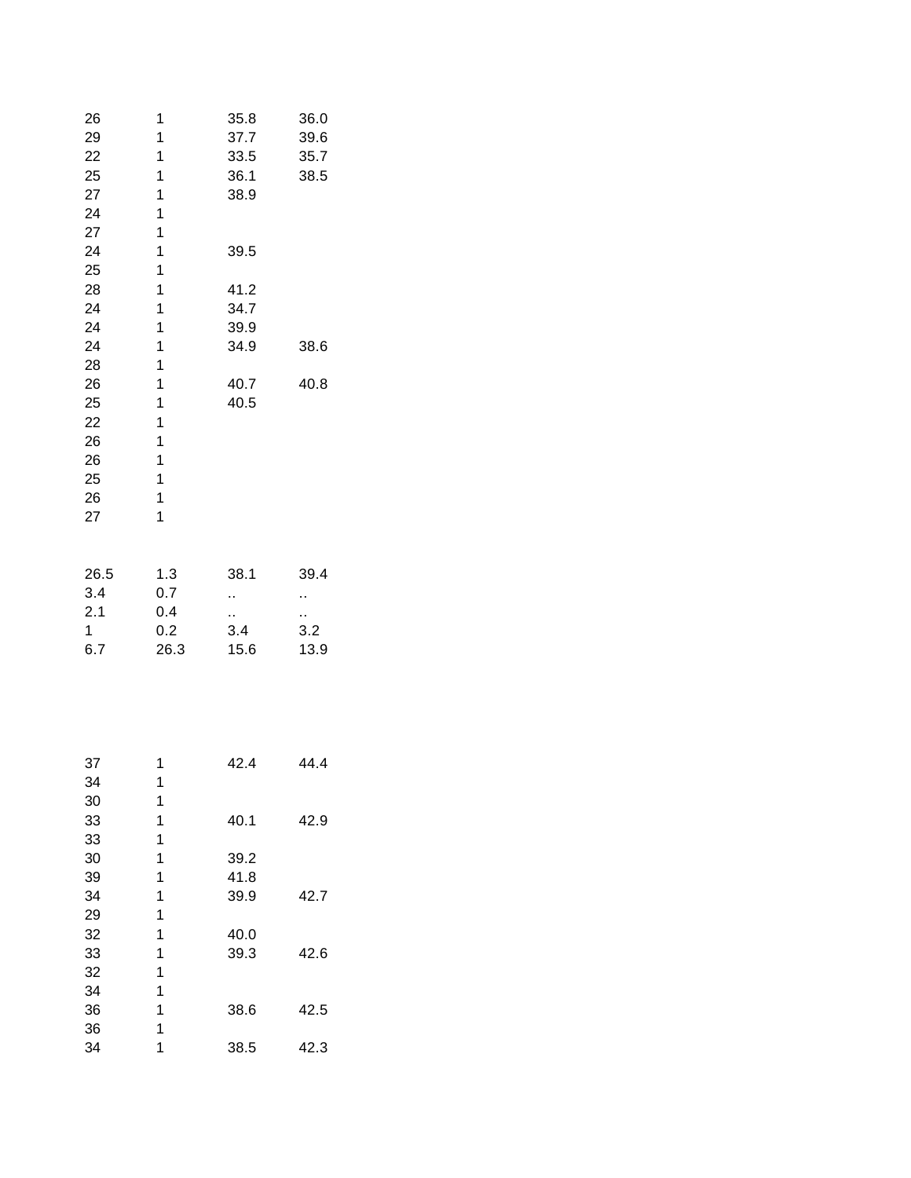| | | | |
|---|---|---|---|
| 26 | 1 | 35.8 | 36.0 |
| 29 | 1 | 37.7 | 39.6 |
| 22 | 1 | 33.5 | 35.7 |
| 25 | 1 | 36.1 | 38.5 |
| 27 | 1 | 38.9 | |
| 24 | 1 | | |
| 27 | 1 | | |
| 24 | 1 | 39.5 | |
| 25 | 1 | | |
| 28 | 1 | 41.2 | |
| 24 | 1 | 34.7 | |
| 24 | 1 | 39.9 | |
| 24 | 1 | 34.9 | 38.6 |
| 28 | 1 | | |
| 26 | 1 | 40.7 | 40.8 |
| 25 | 1 | 40.5 | |
| 22 | 1 | | |
| 26 | 1 | | |
| 26 | 1 | | |
| 25 | 1 | | |
| 26 | 1 | | |
| 27 | 1 | | |

| | | | |
|---|---|---|---|
| 26.5 | 1.3 | 38.1 | 39.4 |
| 3.4 | 0.7 | .. | .. |
| 2.1 | 0.4 | .. | .. |
| 1 | 0.2 | 3.4 | 3.2 |
| 6.7 | 26.3 | 15.6 | 13.9 |

| | | | |
|---|---|---|---|
| 37 | 1 | 42.4 | 44.4 |
| 34 | 1 | | |
| 30 | 1 | | |
| 33 | 1 | 40.1 | 42.9 |
| 33 | 1 | | |
| 30 | 1 | 39.2 | |
| 39 | 1 | 41.8 | |
| 34 | 1 | 39.9 | 42.7 |
| 29 | 1 | | |
| 32 | 1 | 40.0 | |
| 33 | 1 | 39.3 | 42.6 |
| 32 | 1 | | |
| 34 | 1 | | |
| 36 | 1 | 38.6 | 42.5 |
| 36 | 1 | | |
| 34 | 1 | 38.5 | 42.3 |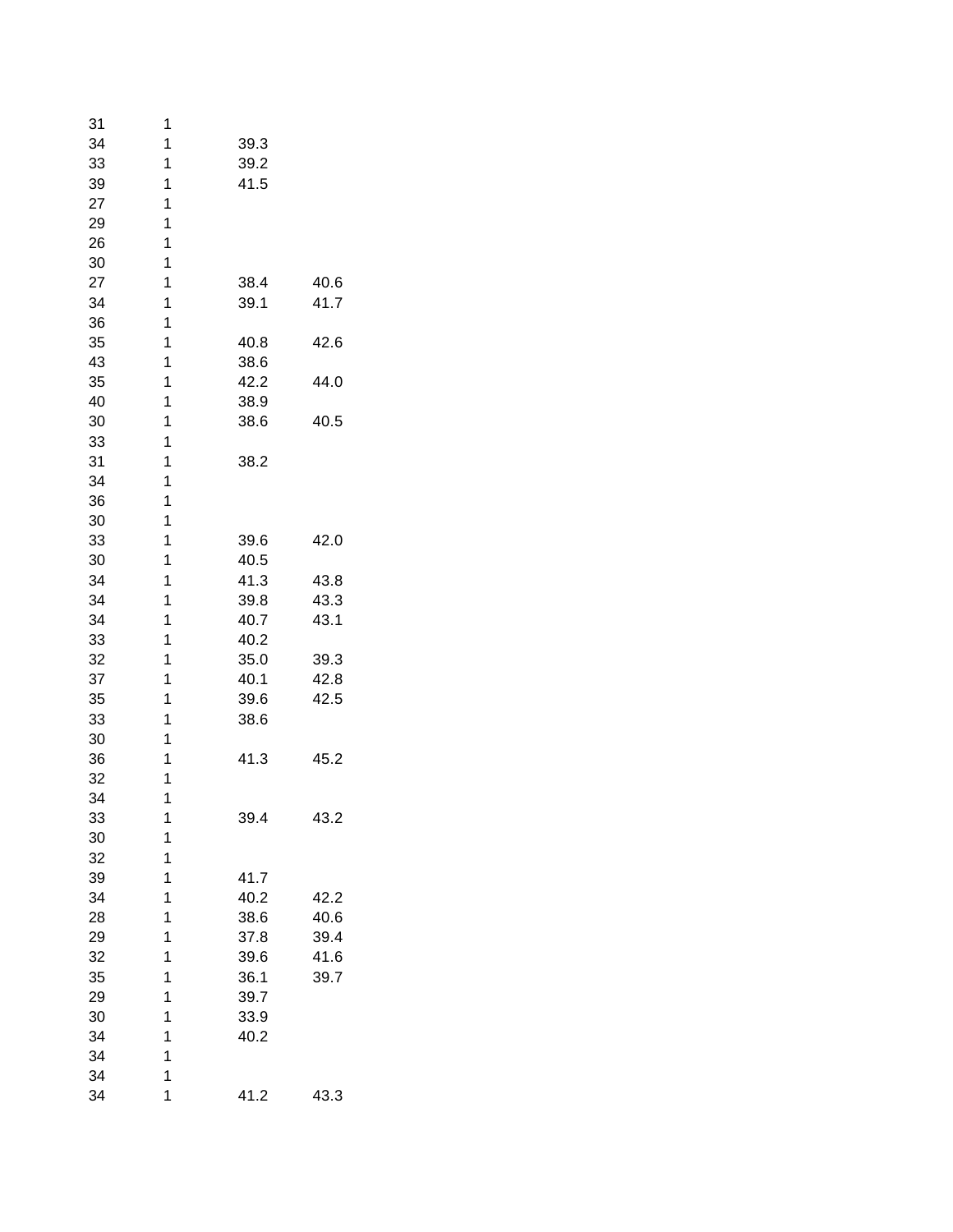|  |  |  |  |
|---|---|---|---|
| 31 | 1 |  |  |
| 34 | 1 | 39.3 |  |
| 33 | 1 | 39.2 |  |
| 39 | 1 | 41.5 |  |
| 27 | 1 |  |  |
| 29 | 1 |  |  |
| 26 | 1 |  |  |
| 30 | 1 |  |  |
| 27 | 1 | 38.4 | 40.6 |
| 34 | 1 | 39.1 | 41.7 |
| 36 | 1 |  |  |
| 35 | 1 | 40.8 | 42.6 |
| 43 | 1 | 38.6 |  |
| 35 | 1 | 42.2 | 44.0 |
| 40 | 1 | 38.9 |  |
| 30 | 1 | 38.6 | 40.5 |
| 33 | 1 |  |  |
| 31 | 1 | 38.2 |  |
| 34 | 1 |  |  |
| 36 | 1 |  |  |
| 30 | 1 |  |  |
| 33 | 1 | 39.6 | 42.0 |
| 30 | 1 | 40.5 |  |
| 34 | 1 | 41.3 | 43.8 |
| 34 | 1 | 39.8 | 43.3 |
| 34 | 1 | 40.7 | 43.1 |
| 33 | 1 | 40.2 |  |
| 32 | 1 | 35.0 | 39.3 |
| 37 | 1 | 40.1 | 42.8 |
| 35 | 1 | 39.6 | 42.5 |
| 33 | 1 | 38.6 |  |
| 30 | 1 |  |  |
| 36 | 1 | 41.3 | 45.2 |
| 32 | 1 |  |  |
| 34 | 1 |  |  |
| 33 | 1 | 39.4 | 43.2 |
| 30 | 1 |  |  |
| 32 | 1 |  |  |
| 39 | 1 | 41.7 |  |
| 34 | 1 | 40.2 | 42.2 |
| 28 | 1 | 38.6 | 40.6 |
| 29 | 1 | 37.8 | 39.4 |
| 32 | 1 | 39.6 | 41.6 |
| 35 | 1 | 36.1 | 39.7 |
| 29 | 1 | 39.7 |  |
| 30 | 1 | 33.9 |  |
| 34 | 1 | 40.2 |  |
| 34 | 1 |  |  |
| 34 | 1 |  |  |
| 34 | 1 | 41.2 | 43.3 |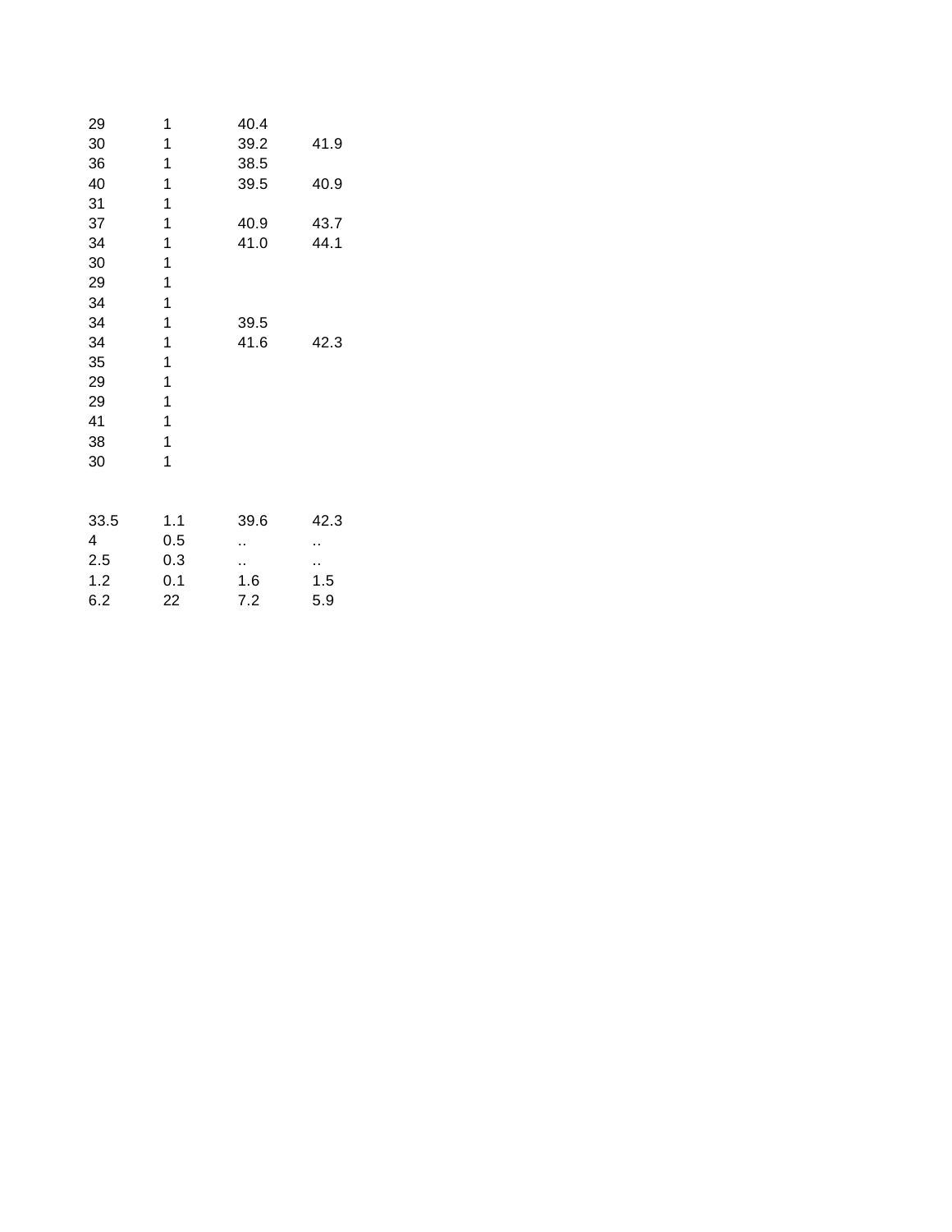| | | | |
|---|---|---|---|
| 29 | 1 | 40.4 | |
| 30 | 1 | 39.2 | 41.9 |
| 36 | 1 | 38.5 | |
| 40 | 1 | 39.5 | 40.9 |
| 31 | 1 | | |
| 37 | 1 | 40.9 | 43.7 |
| 34 | 1 | 41.0 | 44.1 |
| 30 | 1 | | |
| 29 | 1 | | |
| 34 | 1 | | |
| 34 | 1 | 39.5 | |
| 34 | 1 | 41.6 | 42.3 |
| 35 | 1 | | |
| 29 | 1 | | |
| 29 | 1 | | |
| 41 | 1 | | |
| 38 | 1 | | |
| 30 | 1 | | |

| | | | |
|---|---|---|---|
| 33.5 | 1.1 | 39.6 | 42.3 |
| 4 | 0.5 | .. | .. |
| 2.5 | 0.3 | .. | .. |
| 1.2 | 0.1 | 1.6 | 1.5 |
| 6.2 | 22 | 7.2 | 5.9 |